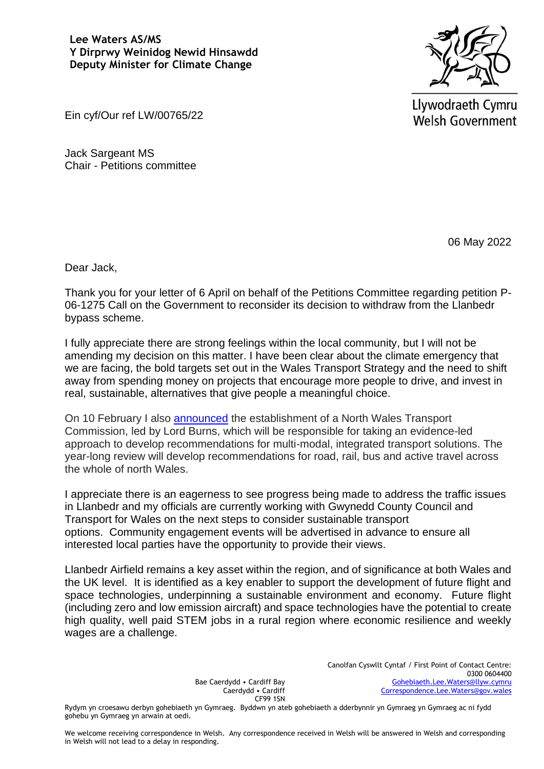**Lee Waters AS/MS**
**Y Dirprwy Weinidog Newid Hinsawdd**
**Deputy Minister for Climate Change**

Llywodraeth Cymru
Welsh Government

Ein cyf/Our ref LW/00765/22

Jack Sargeant MS
Chair - Petitions committee

06 May 2022

Dear Jack,

Thank you for your letter of 6 April on behalf of the Petitions Committee regarding petition P-06-1275 Call on the Government to reconsider its decision to withdraw from the Llanbedr bypass scheme.

I fully appreciate there are strong feelings within the local community, but I will not be amending my decision on this matter. I have been clear about the climate emergency that we are facing, the bold targets set out in the Wales Transport Strategy and the need to shift away from spending money on projects that encourage more people to drive, and invest in real, sustainable, alternatives that give people a meaningful choice.

On 10 February I also announced the establishment of a North Wales Transport Commission, led by Lord Burns, which will be responsible for taking an evidence-led approach to develop recommendations for multi-modal, integrated transport solutions. The year-long review will develop recommendations for road, rail, bus and active travel across the whole of north Wales.

I appreciate there is an eagerness to see progress being made to address the traffic issues in Llanbedr and my officials are currently working with Gwynedd County Council and Transport for Wales on the next steps to consider sustainable transport options. Community engagement events will be advertised in advance to ensure all interested local parties have the opportunity to provide their views.

Llanbedr Airfield remains a key asset within the region, and of significance at both Wales and the UK level. It is identified as a key enabler to support the development of future flight and space technologies, underpinning a sustainable environment and economy. Future flight (including zero and low emission aircraft) and space technologies have the potential to create high quality, well paid STEM jobs in a rural region where economic resilience and weekly wages are a challenge.

Bae Caerdydd • Cardiff Bay
Caerdydd • Cardiff
CF99 1SN

Canolfan Cyswllt Cyntaf / First Point of Contact Centre:
0300 0604400
Gohebiaeth.Lee.Waters@llyw.cymru
Correspondence.Lee.Waters@gov.wales

Rydym yn croesawu derbyn gohebiaeth yn Gymraeg. Byddwn yn ateb gohebiaeth a dderbynnir yn Gymraeg yn Gymraeg ac ni fydd gohebu yn Gymraeg yn arwain at oedi.

We welcome receiving correspondence in Welsh. Any correspondence received in Welsh will be answered in Welsh and corresponding in Welsh will not lead to a delay in responding.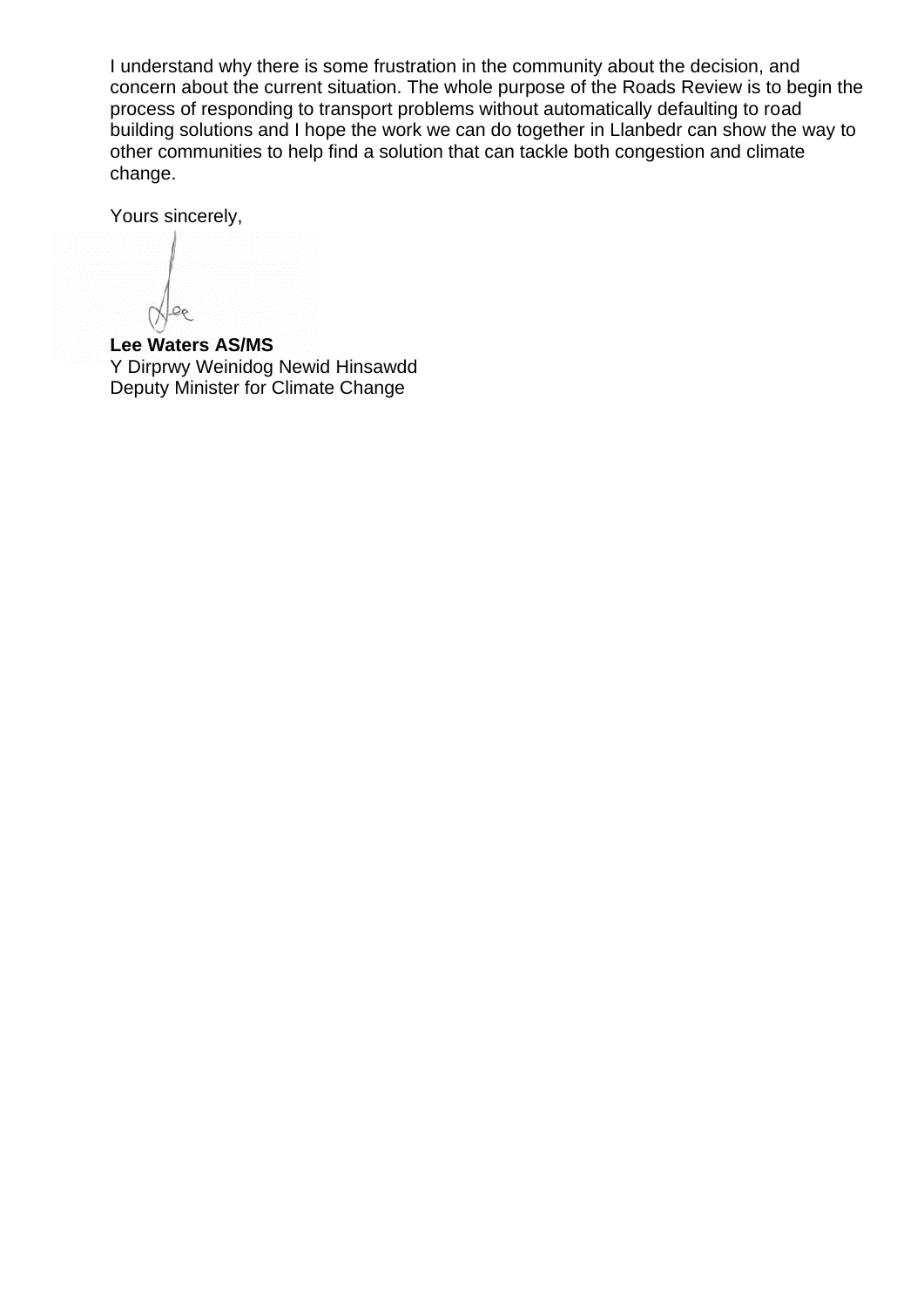I understand why there is some frustration in the community about the decision, and concern about the current situation. The whole purpose of the Roads Review is to begin the process of responding to transport problems without automatically defaulting to road building solutions and I hope the work we can do together in Llanbedr can show the way to other communities to help find a solution that can tackle both congestion and climate change.

Yours sincerely,

**Lee Waters AS/MS**
Y Dirprwy Weinidog Newid Hinsawdd
Deputy Minister for Climate Change